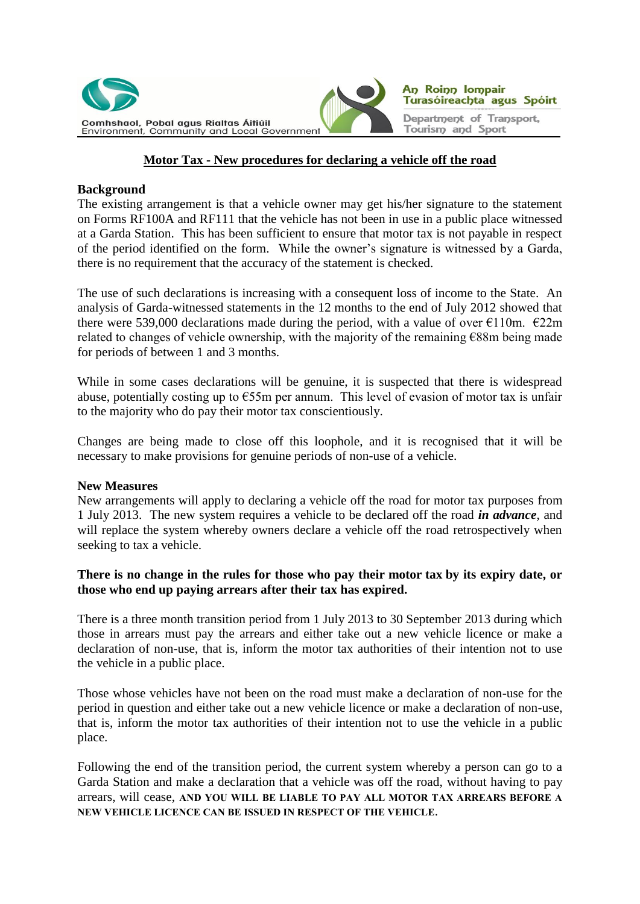Comhshaol, Pobal agus Rialtas Áitiúil
Environment, Community and Local Government

An Roinn Iompair Turasóireachta agus Spóirt
Department of Transport, Tourism and Sport

# Motor Tax - New procedures for declaring a vehicle off the road

## Background

The existing arrangement is that a vehicle owner may get his/her signature to the statement on Forms RF100A and RF111 that the vehicle has not been in use in a public place witnessed at a Garda Station. This has been sufficient to ensure that motor tax is not payable in respect of the period identified on the form. While the owner's signature is witnessed by a Garda, there is no requirement that the accuracy of the statement is checked.

The use of such declarations is increasing with a consequent loss of income to the State. An analysis of Garda-witnessed statements in the 12 months to the end of July 2012 showed that there were 539,000 declarations made during the period, with a value of over €110m. €22m related to changes of vehicle ownership, with the majority of the remaining €88m being made for periods of between 1 and 3 months.

While in some cases declarations will be genuine, it is suspected that there is widespread abuse, potentially costing up to €55m per annum. This level of evasion of motor tax is unfair to the majority who do pay their motor tax conscientiously.

Changes are being made to close off this loophole, and it is recognised that it will be necessary to make provisions for genuine periods of non-use of a vehicle.

## New Measures

New arrangements will apply to declaring a vehicle off the road for motor tax purposes from 1 July 2013. The new system requires a vehicle to be declared off the road ***in advance***, and will replace the system whereby owners declare a vehicle off the road retrospectively when seeking to tax a vehicle.

**There is no change in the rules for those who pay their motor tax by its expiry date, or those who end up paying arrears after their tax has expired.**

There is a three month transition period from 1 July 2013 to 30 September 2013 during which those in arrears must pay the arrears and either take out a new vehicle licence or make a declaration of non-use, that is, inform the motor tax authorities of their intention not to use the vehicle in a public place.

Those whose vehicles have not been on the road must make a declaration of non-use for the period in question and either take out a new vehicle licence or make a declaration of non-use, that is, inform the motor tax authorities of their intention not to use the vehicle in a public place.

Following the end of the transition period, the current system whereby a person can go to a Garda Station and make a declaration that a vehicle was off the road, without having to pay arrears, will cease, **AND YOU WILL BE LIABLE TO PAY ALL MOTOR TAX ARREARS BEFORE A NEW VEHICLE LICENCE CAN BE ISSUED IN RESPECT OF THE VEHICLE.**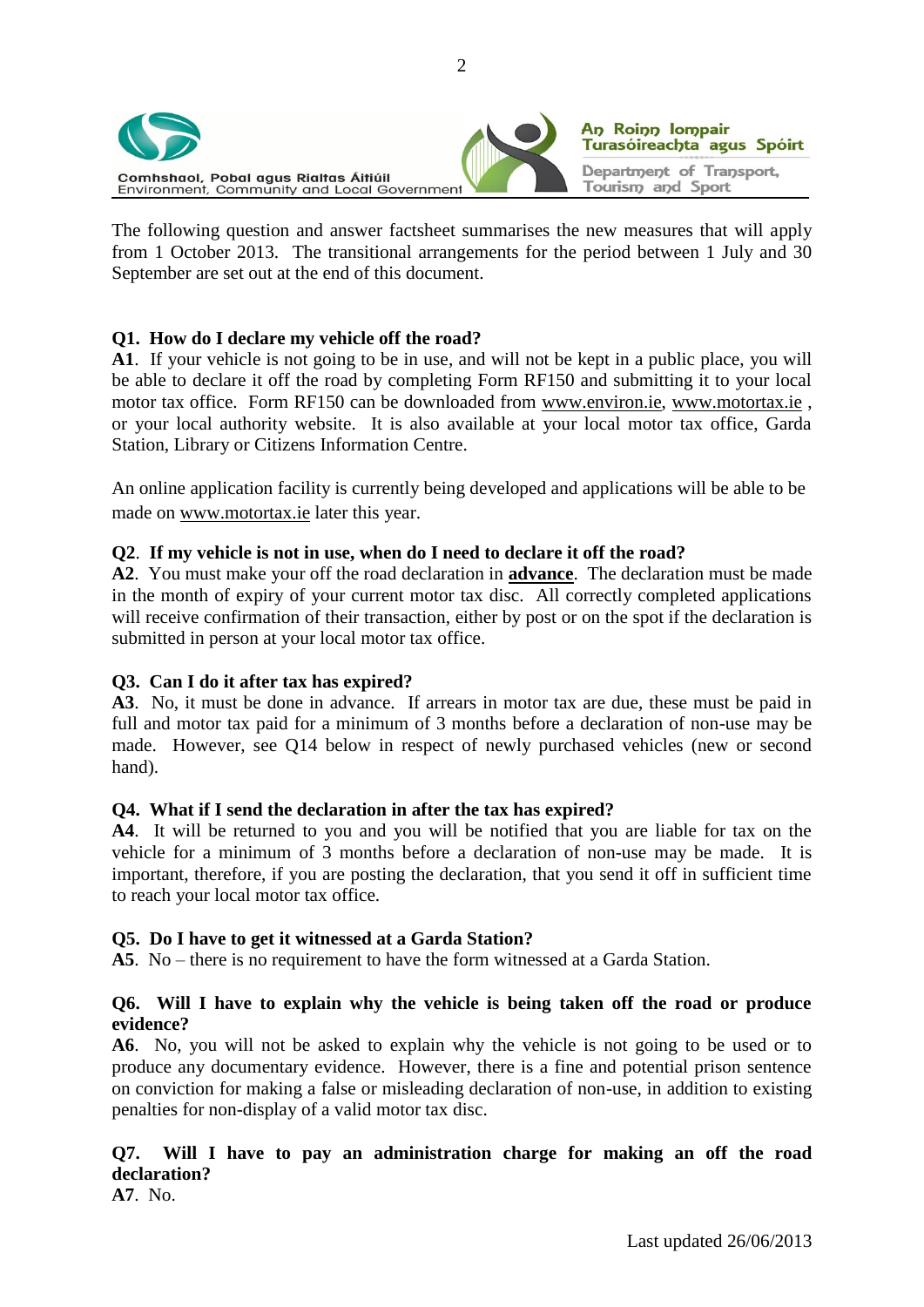Comhshaol, Pobal agus Rialtas Áitiúil
Environment, Community and Local Government

An Roinn Iompair Turasóireachta agus Spóirt
Department of Transport, Tourism and Sport

The following question and answer factsheet summarises the new measures that will apply from 1 October 2013. The transitional arrangements for the period between 1 July and 30 September are set out at the end of this document.

**Q1. How do I declare my vehicle off the road?**
**A1**. If your vehicle is not going to be in use, and will not be kept in a public place, you will be able to declare it off the road by completing Form RF150 and submitting it to your local motor tax office. Form RF150 can be downloaded from www.environ.ie, www.motortax.ie , or your local authority website. It is also available at your local motor tax office, Garda Station, Library or Citizens Information Centre.

An online application facility is currently being developed and applications will be able to be made on www.motortax.ie later this year.

**Q2. If my vehicle is not in use, when do I need to declare it off the road?**
**A2**. You must make your off the road declaration in **advance**. The declaration must be made in the month of expiry of your current motor tax disc. All correctly completed applications will receive confirmation of their transaction, either by post or on the spot if the declaration is submitted in person at your local motor tax office.

**Q3. Can I do it after tax has expired?**
**A3**. No, it must be done in advance. If arrears in motor tax are due, these must be paid in full and motor tax paid for a minimum of 3 months before a declaration of non-use may be made. However, see Q14 below in respect of newly purchased vehicles (new or second hand).

**Q4. What if I send the declaration in after the tax has expired?**
**A4**. It will be returned to you and you will be notified that you are liable for tax on the vehicle for a minimum of 3 months before a declaration of non-use may be made. It is important, therefore, if you are posting the declaration, that you send it off in sufficient time to reach your local motor tax office.

**Q5. Do I have to get it witnessed at a Garda Station?**
**A5**. No – there is no requirement to have the form witnessed at a Garda Station.

**Q6. Will I have to explain why the vehicle is being taken off the road or produce evidence?**
**A6**. No, you will not be asked to explain why the vehicle is not going to be used or to produce any documentary evidence. However, there is a fine and potential prison sentence on conviction for making a false or misleading declaration of non-use, in addition to existing penalties for non-display of a valid motor tax disc.

**Q7. Will I have to pay an administration charge for making an off the road declaration?**
**A7**. No.

Last updated 26/06/2013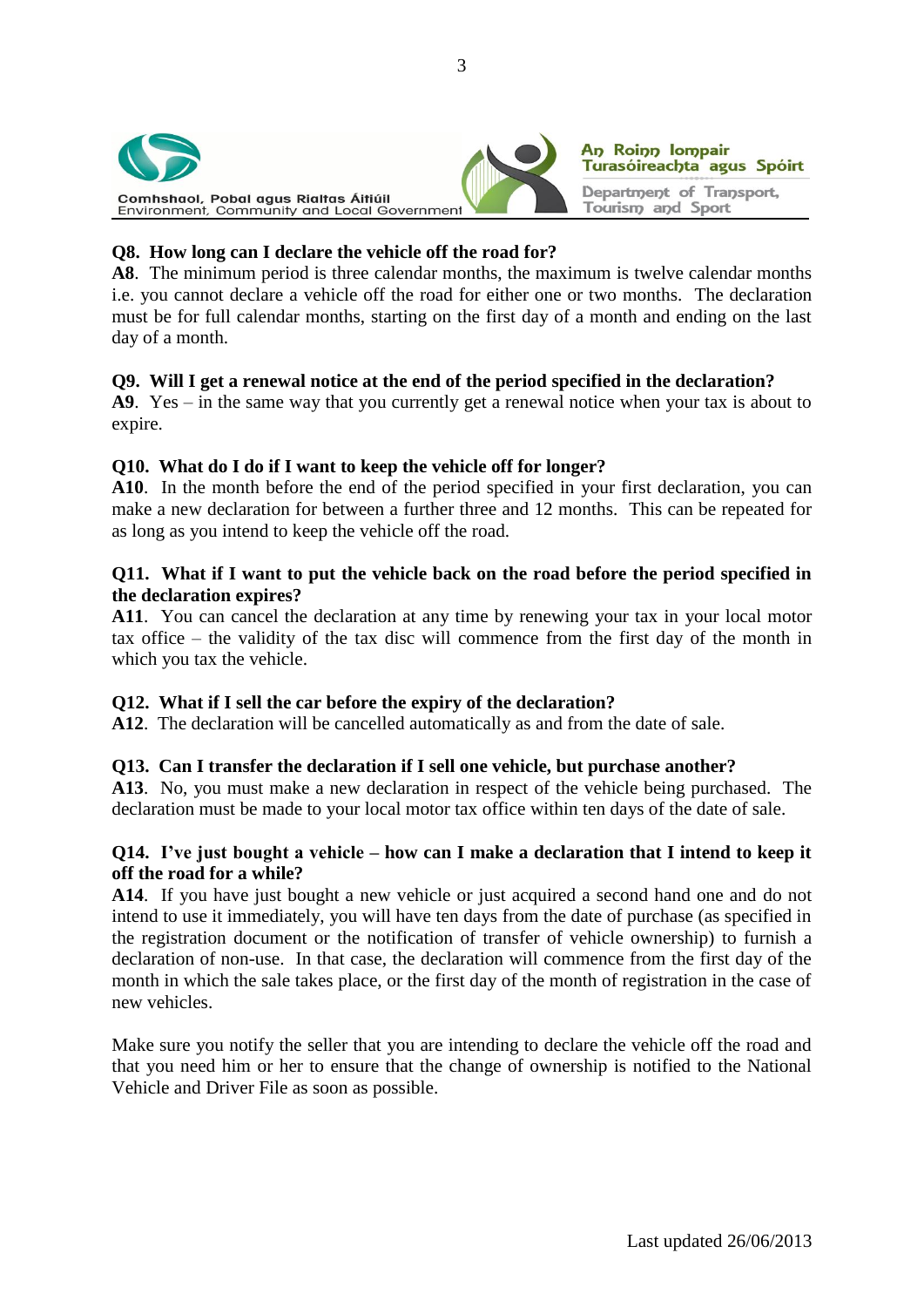**Q8. How long can I declare the vehicle off the road for?**
**A8**. The minimum period is three calendar months, the maximum is twelve calendar months i.e. you cannot declare a vehicle off the road for either one or two months. The declaration must be for full calendar months, starting on the first day of a month and ending on the last day of a month.

**Q9. Will I get a renewal notice at the end of the period specified in the declaration?**
**A9**. Yes – in the same way that you currently get a renewal notice when your tax is about to expire.

**Q10. What do I do if I want to keep the vehicle off for longer?**
**A10**. In the month before the end of the period specified in your first declaration, you can make a new declaration for between a further three and 12 months. This can be repeated for as long as you intend to keep the vehicle off the road.

**Q11. What if I want to put the vehicle back on the road before the period specified in the declaration expires?**
**A11**. You can cancel the declaration at any time by renewing your tax in your local motor tax office – the validity of the tax disc will commence from the first day of the month in which you tax the vehicle.

**Q12. What if I sell the car before the expiry of the declaration?**
**A12**. The declaration will be cancelled automatically as and from the date of sale.

**Q13. Can I transfer the declaration if I sell one vehicle, but purchase another?**
**A13**. No, you must make a new declaration in respect of the vehicle being purchased. The declaration must be made to your local motor tax office within ten days of the date of sale.

**Q14. I've just bought a vehicle – how can I make a declaration that I intend to keep it off the road for a while?**
**A14**. If you have just bought a new vehicle or just acquired a second hand one and do not intend to use it immediately, you will have ten days from the date of purchase (as specified in the registration document or the notification of transfer of vehicle ownership) to furnish a declaration of non-use. In that case, the declaration will commence from the first day of the month in which the sale takes place, or the first day of the month of registration in the case of new vehicles.

Make sure you notify the seller that you are intending to declare the vehicle off the road and that you need him or her to ensure that the change of ownership is notified to the National Vehicle and Driver File as soon as possible.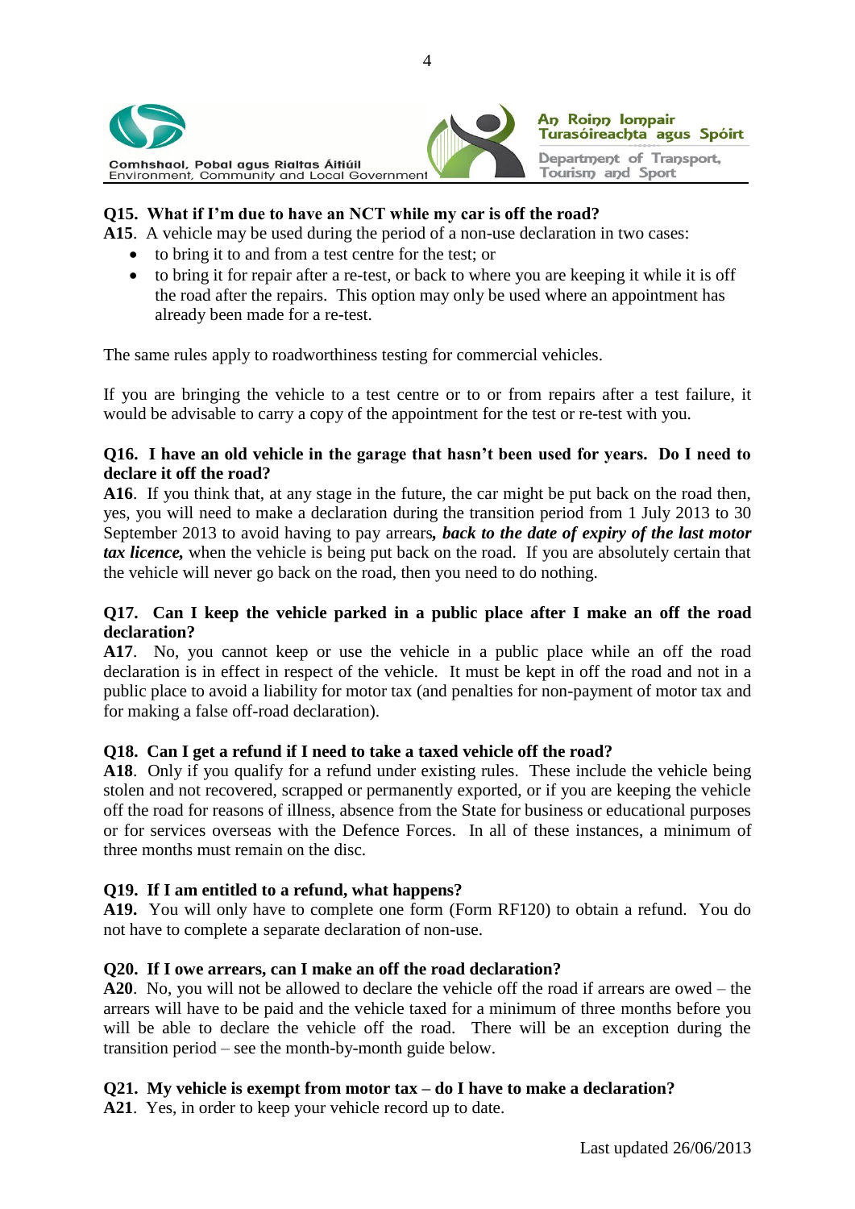**Q15. What if I'm due to have an NCT while my car is off the road?**

**A15**. A vehicle may be used during the period of a non-use declaration in two cases:

- to bring it to and from a test centre for the test; or
- to bring it for repair after a re-test, or back to where you are keeping it while it is off the road after the repairs. This option may only be used where an appointment has already been made for a re-test.

The same rules apply to roadworthiness testing for commercial vehicles.

If you are bringing the vehicle to a test centre or to or from repairs after a test failure, it would be advisable to carry a copy of the appointment for the test or re-test with you.

**Q16. I have an old vehicle in the garage that hasn't been used for years. Do I need to declare it off the road?**

**A16**. If you think that, at any stage in the future, the car might be put back on the road then, yes, you will need to make a declaration during the transition period from 1 July 2013 to 30 September 2013 to avoid having to pay arrears***, back to the date of expiry of the last motor tax licence,*** when the vehicle is being put back on the road. If you are absolutely certain that the vehicle will never go back on the road, then you need to do nothing.

**Q17. Can I keep the vehicle parked in a public place after I make an off the road declaration?**

**A17**. No, you cannot keep or use the vehicle in a public place while an off the road declaration is in effect in respect of the vehicle. It must be kept in off the road and not in a public place to avoid a liability for motor tax (and penalties for non-payment of motor tax and for making a false off-road declaration).

**Q18. Can I get a refund if I need to take a taxed vehicle off the road?**

**A18**. Only if you qualify for a refund under existing rules. These include the vehicle being stolen and not recovered, scrapped or permanently exported, or if you are keeping the vehicle off the road for reasons of illness, absence from the State for business or educational purposes or for services overseas with the Defence Forces. In all of these instances, a minimum of three months must remain on the disc.

**Q19. If I am entitled to a refund, what happens?**

**A19.** You will only have to complete one form (Form RF120) to obtain a refund. You do not have to complete a separate declaration of non-use.

**Q20. If I owe arrears, can I make an off the road declaration?**

**A20**. No, you will not be allowed to declare the vehicle off the road if arrears are owed – the arrears will have to be paid and the vehicle taxed for a minimum of three months before you will be able to declare the vehicle off the road. There will be an exception during the transition period – see the month-by-month guide below.

**Q21. My vehicle is exempt from motor tax – do I have to make a declaration?**

**A21**. Yes, in order to keep your vehicle record up to date.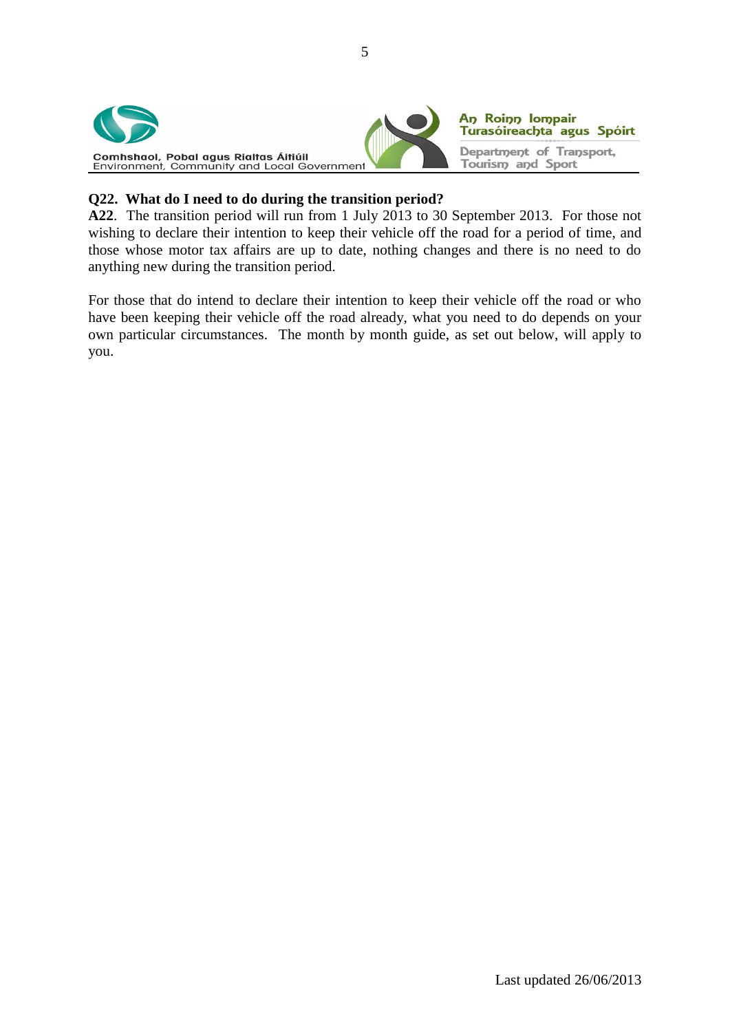**Q22. What do I need to do during the transition period?**

**A22**. The transition period will run from 1 July 2013 to 30 September 2013. For those not wishing to declare their intention to keep their vehicle off the road for a period of time, and those whose motor tax affairs are up to date, nothing changes and there is no need to do anything new during the transition period.

For those that do intend to declare their intention to keep their vehicle off the road or who have been keeping their vehicle off the road already, what you need to do depends on your own particular circumstances. The month by month guide, as set out below, will apply to you.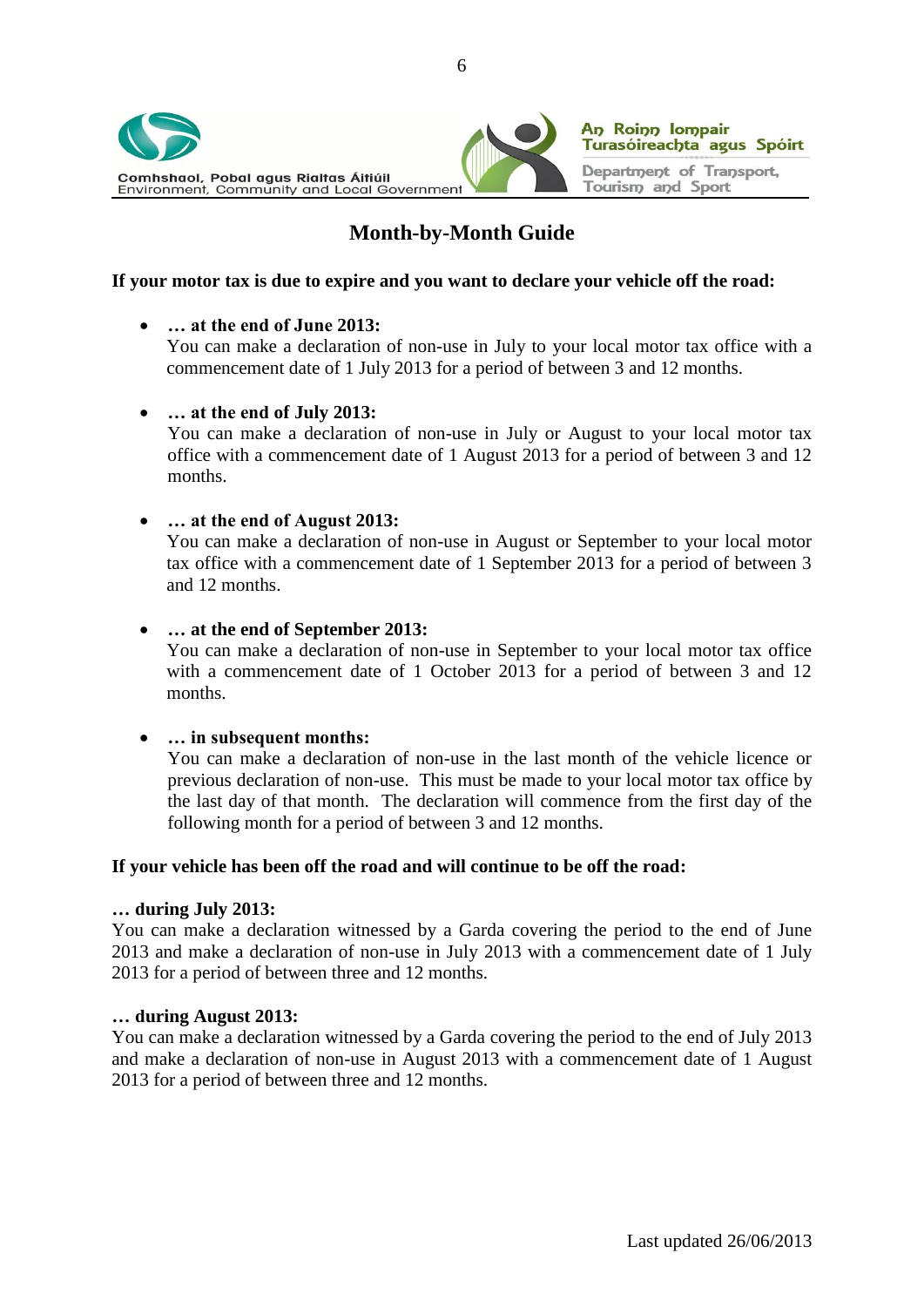# Month-by-Month Guide

**If your motor tax is due to expire and you want to declare your vehicle off the road:**

- **… at the end of June 2013:**
  You can make a declaration of non-use in July to your local motor tax office with a commencement date of 1 July 2013 for a period of between 3 and 12 months.

- **… at the end of July 2013:**
  You can make a declaration of non-use in July or August to your local motor tax office with a commencement date of 1 August 2013 for a period of between 3 and 12 months.

- **… at the end of August 2013:**
  You can make a declaration of non-use in August or September to your local motor tax office with a commencement date of 1 September 2013 for a period of between 3 and 12 months.

- **… at the end of September 2013:**
  You can make a declaration of non-use in September to your local motor tax office with a commencement date of 1 October 2013 for a period of between 3 and 12 months.

- **… in subsequent months:**
  You can make a declaration of non-use in the last month of the vehicle licence or previous declaration of non-use. This must be made to your local motor tax office by the last day of that month. The declaration will commence from the first day of the following month for a period of between 3 and 12 months.

**If your vehicle has been off the road and will continue to be off the road:**

**… during July 2013:**
You can make a declaration witnessed by a Garda covering the period to the end of June 2013 and make a declaration of non-use in July 2013 with a commencement date of 1 July 2013 for a period of between three and 12 months.

**… during August 2013:**
You can make a declaration witnessed by a Garda covering the period to the end of July 2013 and make a declaration of non-use in August 2013 with a commencement date of 1 August 2013 for a period of between three and 12 months.

Last updated 26/06/2013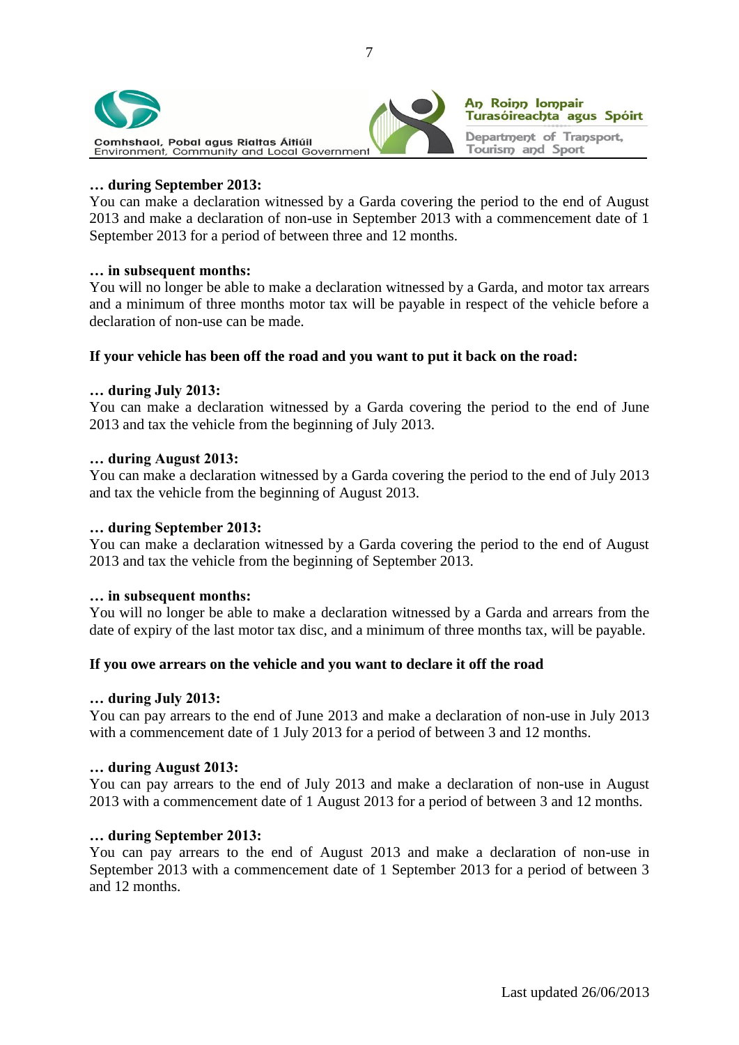**… during September 2013:**
You can make a declaration witnessed by a Garda covering the period to the end of August 2013 and make a declaration of non-use in September 2013 with a commencement date of 1 September 2013 for a period of between three and 12 months.

**… in subsequent months:**
You will no longer be able to make a declaration witnessed by a Garda, and motor tax arrears and a minimum of three months motor tax will be payable in respect of the vehicle before a declaration of non-use can be made.

**If your vehicle has been off the road and you want to put it back on the road:**

**… during July 2013:**
You can make a declaration witnessed by a Garda covering the period to the end of June 2013 and tax the vehicle from the beginning of July 2013.

**… during August 2013:**
You can make a declaration witnessed by a Garda covering the period to the end of July 2013 and tax the vehicle from the beginning of August 2013.

**… during September 2013:**
You can make a declaration witnessed by a Garda covering the period to the end of August 2013 and tax the vehicle from the beginning of September 2013.

**… in subsequent months:**
You will no longer be able to make a declaration witnessed by a Garda and arrears from the date of expiry of the last motor tax disc, and a minimum of three months tax, will be payable.

**If you owe arrears on the vehicle and you want to declare it off the road**

**… during July 2013:**
You can pay arrears to the end of June 2013 and make a declaration of non-use in July 2013 with a commencement date of 1 July 2013 for a period of between 3 and 12 months.

**… during August 2013:**
You can pay arrears to the end of July 2013 and make a declaration of non-use in August 2013 with a commencement date of 1 August 2013 for a period of between 3 and 12 months.

**… during September 2013:**
You can pay arrears to the end of August 2013 and make a declaration of non-use in September 2013 with a commencement date of 1 September 2013 for a period of between 3 and 12 months.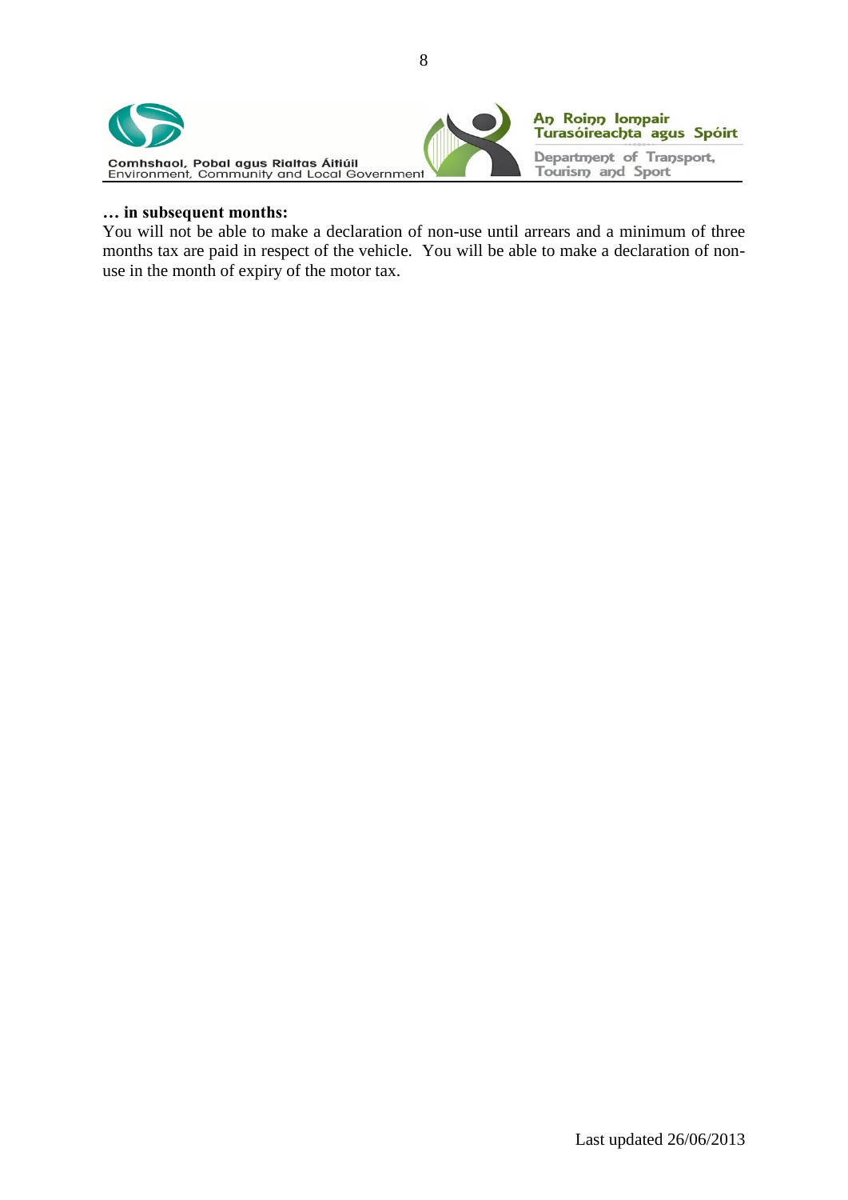**… in subsequent months:**

You will not be able to make a declaration of non-use until arrears and a minimum of three months tax are paid in respect of the vehicle. You will be able to make a declaration of non-use in the month of expiry of the motor tax.